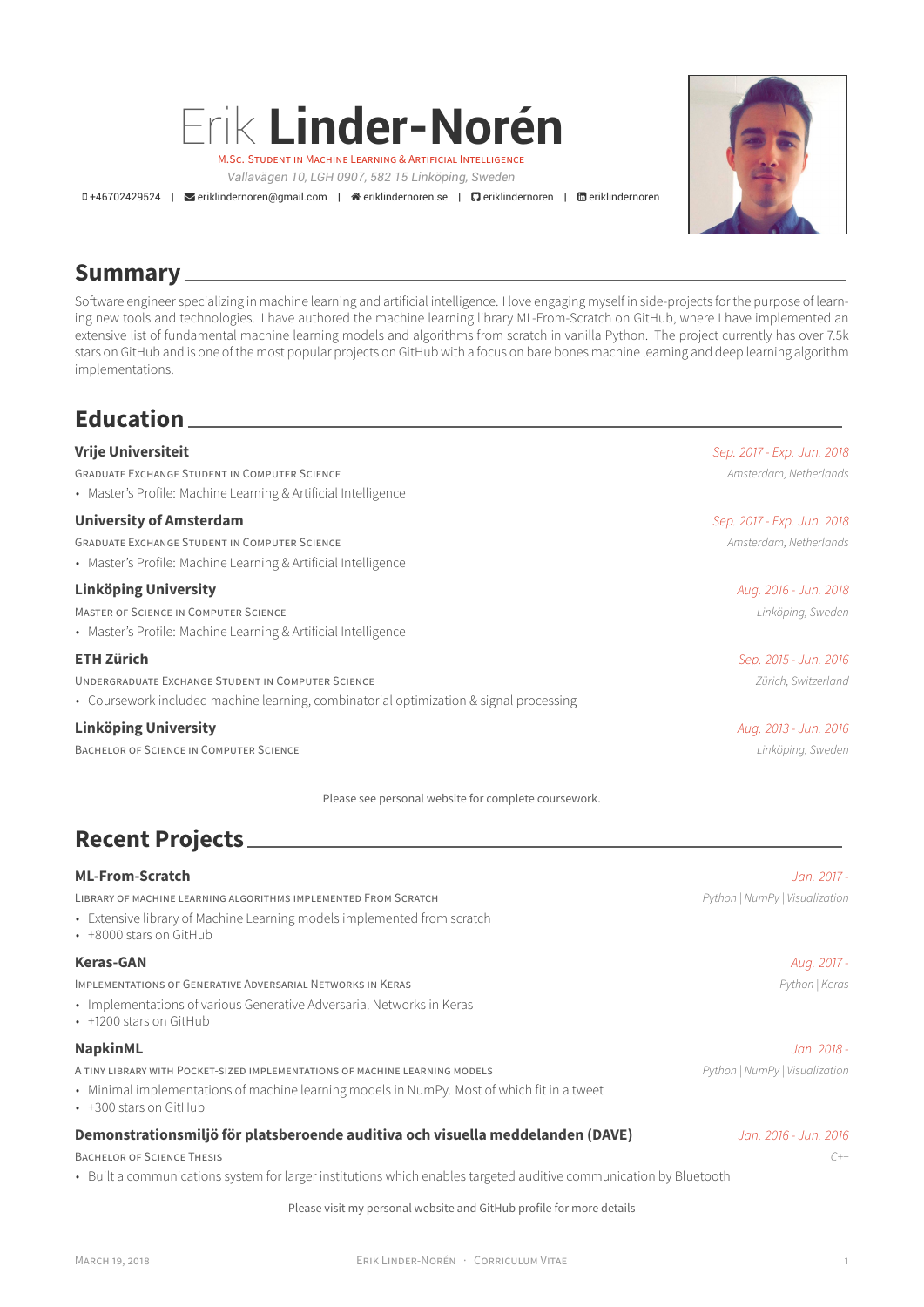# Erik **Linder-Norén**

M.Sc. Student in Machine Learning & Artificial Intelligence

*Vallavägen 10, LGH 0907, 582 15 Linköping, Sweden*

+46702429524 | eriklindernoren@gmail.com | eriklindernoren.se | eriklindernoren | eriklindernoren

## Summary

Software engineer specializing in machine learning and artificial intelligence. I love engaging myself in side-projects for the purpose of learning new tools and technologies. I have authored the machine learning library ML-From-Scratch on GitHub, where I have implemented an extensive list of fundamental machine learning models and algorithms from scratch in vanilla Python. The project currently has over 7.5k stars on GitHub and is one of the most popular projects on GitHub with a focus on bare bones machine learning and deep learning algorithm implementations.

## Education

### Vrije Universiteit
*Sep. 2017 - Exp. Jun. 2018*

Graduate Exchange Student in Computer Science — *Amsterdam, Netherlands*

- Master's Profile: Machine Learning & Artificial Intelligence

### University of Amsterdam
*Sep. 2017 - Exp. Jun. 2018*

Graduate Exchange Student in Computer Science — *Amsterdam, Netherlands*

- Master's Profile: Machine Learning & Artificial Intelligence

### Linköping University
*Aug. 2016 - Jun. 2018*

Master of Science in Computer Science — *Linköping, Sweden*

- Master's Profile: Machine Learning & Artificial Intelligence

### ETH Zürich
*Sep. 2015 - Jun. 2016*

Undergraduate Exchange Student in Computer Science — *Zürich, Switzerland*

- Coursework included machine learning, combinatorial optimization & signal processing

### Linköping University
*Aug. 2013 - Jun. 2016*

Bachelor of Science in Computer Science — *Linköping, Sweden*

Please see personal website for complete coursework.

## Recent Projects

### ML-From-Scratch
*Jan. 2017 -*

Library of machine learning algorithms implemented From Scratch — *Python | NumPy | Visualization*

- Extensive library of Machine Learning models implemented from scratch
- +8000 stars on GitHub

### Keras-GAN
*Aug. 2017 -*

Implementations of Generative Adversarial Networks in Keras — *Python | Keras*

- Implementations of various Generative Adversarial Networks in Keras
- +1200 stars on GitHub

### NapkinML
*Jan. 2018 -*

A tiny library with pocket-sized implementations of machine learning models — *Python | NumPy | Visualization*

- Minimal implementations of machine learning models in NumPy. Most of which fit in a tweet
- +300 stars on GitHub

### Demonstrationsmiljö för platsberoende auditiva och visuella meddelanden (DAVE)
*Jan. 2016 - Jun. 2016*

Bachelor of Science Thesis — *C++*

- Built a communications system for larger institutions which enables targeted auditive communication by Bluetooth

Please visit my personal website and GitHub profile for more details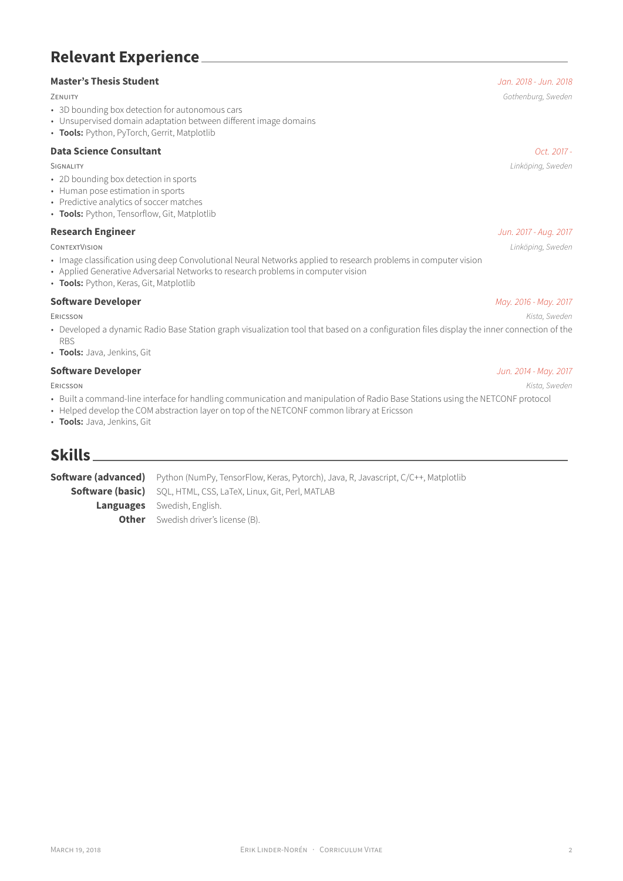## Relevant Experience

**Master's Thesis Student** *Jan. 2018 - Jun. 2018*
ZENUITY *Gothenburg, Sweden*

- 3D bounding box detection for autonomous cars
- Unsupervised domain adaptation between different image domains
- **Tools:** Python, PyTorch, Gerrit, Matplotlib

**Data Science Consultant** *Oct. 2017 -*
SIGNALITY *Linköping, Sweden*

- 2D bounding box detection in sports
- Human pose estimation in sports
- Predictive analytics of soccer matches
- **Tools:** Python, Tensorflow, Git, Matplotlib

**Research Engineer** *Jun. 2017 - Aug. 2017*
CONTEXTVISION *Linköping, Sweden*

- Image classification using deep Convolutional Neural Networks applied to research problems in computer vision
- Applied Generative Adversarial Networks to research problems in computer vision
- **Tools:** Python, Keras, Git, Matplotlib

**Software Developer** *May. 2016 - May. 2017*
ERICSSON *Kista, Sweden*

- Developed a dynamic Radio Base Station graph visualization tool that based on a configuration files display the inner connection of the RBS
- **Tools:** Java, Jenkins, Git

**Software Developer** *Jun. 2014 - May. 2017*
ERICSSON *Kista, Sweden*

- Built a command-line interface for handling communication and manipulation of Radio Base Stations using the NETCONF protocol
- Helped develop the COM abstraction layer on top of the NETCONF common library at Ericsson
- **Tools:** Java, Jenkins, Git

## Skills

**Software (advanced)** Python (NumPy, TensorFlow, Keras, Pytorch), Java, R, Javascript, C/C++, Matplotlib
**Software (basic)** SQL, HTML, CSS, LaTeX, Linux, Git, Perl, MATLAB
**Languages** Swedish, English.
**Other** Swedish driver's license (B).